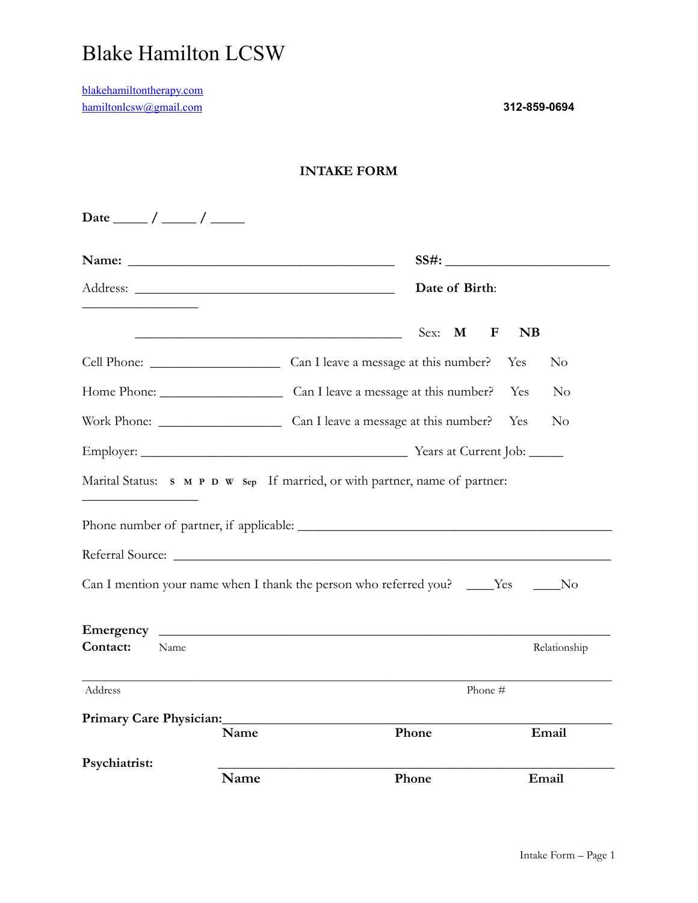# Blake Hamilton LCSW

blakehamiltontherapy.com
hamiltonlcsw@gmail.com

**312-859-0694**

**INTAKE FORM**

**Date** _____ / _____ / _____

**Name:** ________________________________________ **SS#:** ______________________

Address: ________________________________________ **Date of Birth**: _________________

________________________________________ Sex: **M** **F** **NB**

Cell Phone: ___________________ Can I leave a message at this number? Yes No

Home Phone: ___________________ Can I leave a message at this number? Yes No

Work Phone: ___________________ Can I leave a message at this number? Yes No

Employer: ________________________________________ Years at Current Job: _____

Marital Status: S M P D W Sep If married, or with partner, name of partner: _________________

Phone number of partner, if applicable: ____________________________________________

Referral Source: ____________________________________________________________

Can I mention your name when I thank the person who referred you? ____Yes ____No

**Emergency Contact:** ____________________________________________________________

Name Relationship

____________________________________________________________________________

Address Phone #

**Primary Care Physician:**__________________________________________________

**Name** **Phone** **Email**

**Psychiatrist:** ____________________________________________________________

**Name** **Phone** **Email**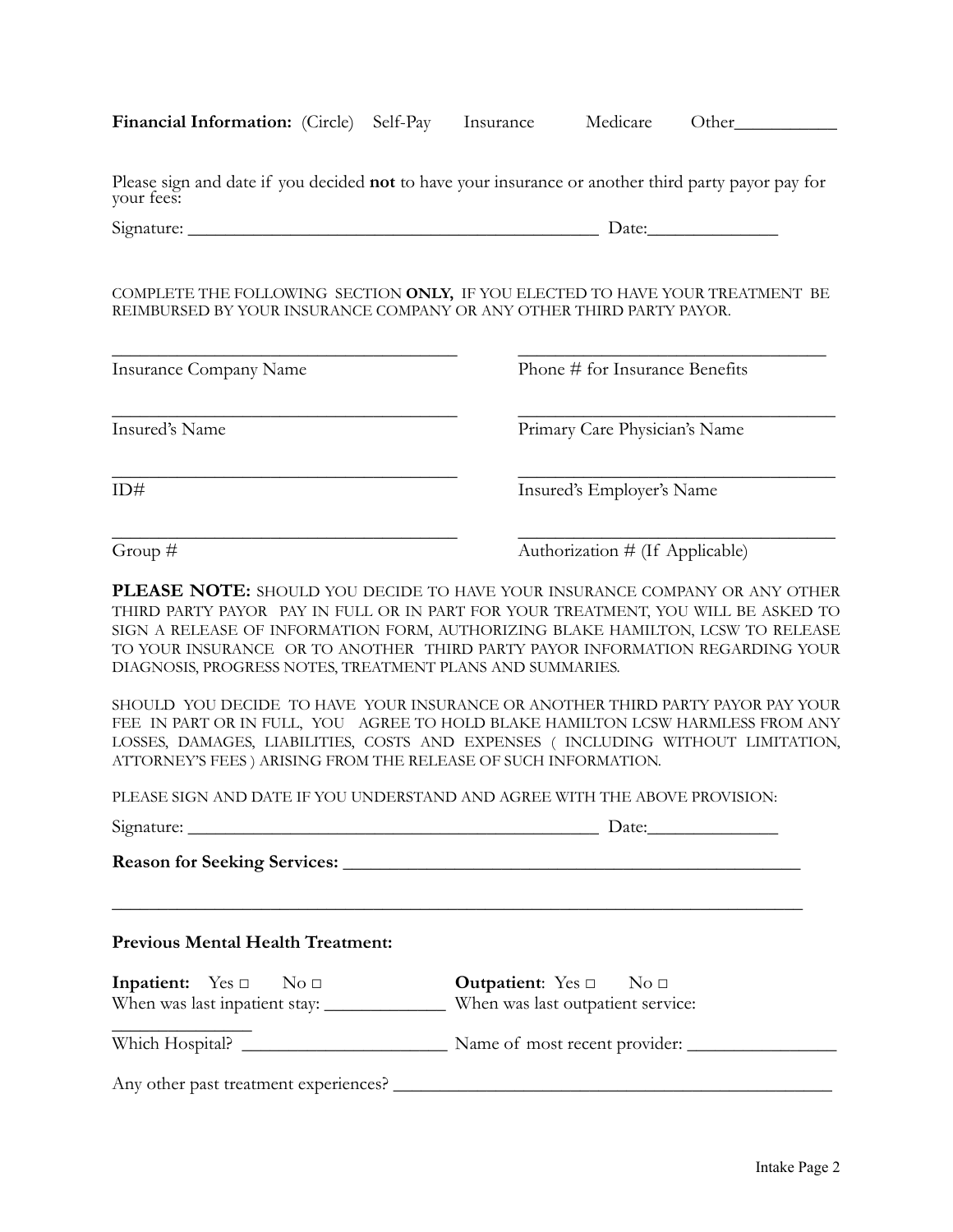**Financial Information:** (Circle) Self-Pay Insurance Medicare Other___________

Please sign and date if you decided **not** to have your insurance or another third party payor pay for your fees:

Signature: _____________________________________________ Date:______________

COMPLETE THE FOLLOWING SECTION **ONLY,** IF YOU ELECTED TO HAVE YOUR TREATMENT BE REIMBURSED BY YOUR INSURANCE COMPANY OR ANY OTHER THIRD PARTY PAYOR.

______________________________________ ______________________________________
Insurance Company Name Phone # for Insurance Benefits

______________________________________ ______________________________________
Insured's Name Primary Care Physician's Name

______________________________________ ______________________________________
ID# Insured's Employer's Name

______________________________________ ______________________________________
Group # Authorization # (If Applicable)

**PLEASE NOTE:** SHOULD YOU DECIDE TO HAVE YOUR INSURANCE COMPANY OR ANY OTHER THIRD PARTY PAYOR PAY IN FULL OR IN PART FOR YOUR TREATMENT, YOU WILL BE ASKED TO SIGN A RELEASE OF INFORMATION FORM, AUTHORIZING BLAKE HAMILTON, LCSW TO RELEASE TO YOUR INSURANCE OR TO ANOTHER THIRD PARTY PAYOR INFORMATION REGARDING YOUR DIAGNOSIS, PROGRESS NOTES, TREATMENT PLANS AND SUMMARIES.

SHOULD YOU DECIDE TO HAVE YOUR INSURANCE OR ANOTHER THIRD PARTY PAYOR PAY YOUR FEE IN PART OR IN FULL, YOU AGREE TO HOLD BLAKE HAMILTON LCSW HARMLESS FROM ANY LOSSES, DAMAGES, LIABILITIES, COSTS AND EXPENSES ( INCLUDING WITHOUT LIMITATION, ATTORNEY'S FEES ) ARISING FROM THE RELEASE OF SUCH INFORMATION.

PLEASE SIGN AND DATE IF YOU UNDERSTAND AND AGREE WITH THE ABOVE PROVISION:

Signature: _____________________________________________ Date:______________

**Reason for Seeking Services:** ______________________________________________

______________________________________________________________________________

**Previous Mental Health Treatment:**

**Inpatient:** Yes □ No □ **Outpatient**: Yes □ No □

When was last inpatient stay: _____________ When was last outpatient service: _______________

Which Hospital? ______________________ Name of most recent provider: ________________

Any other past treatment experiences? ________________________________________________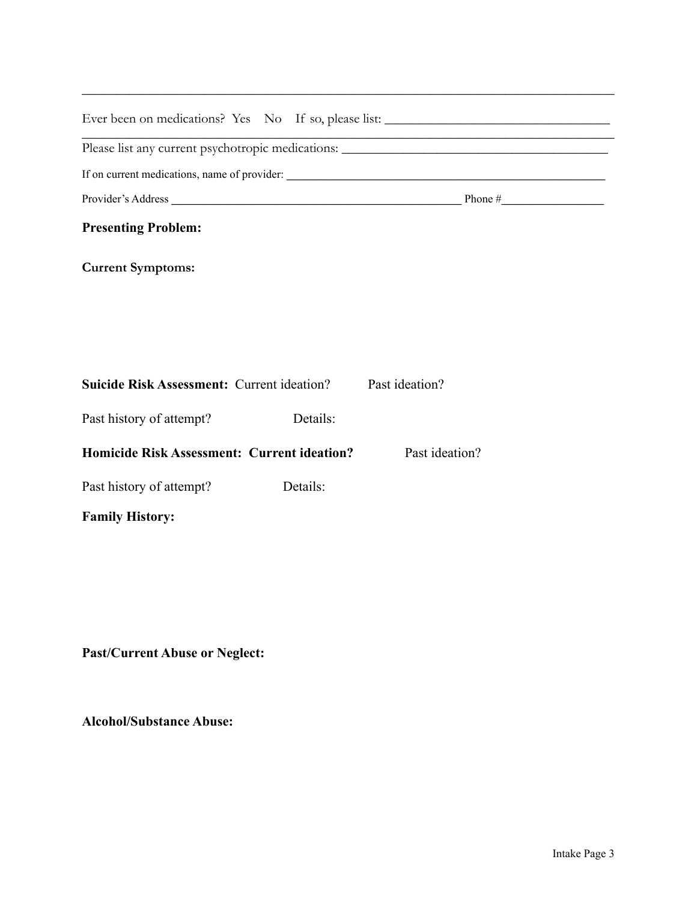______________________________________________________________________________

Ever been on medications? Yes No If so, please list: ______________________________

______________________________________________________________________________

Please list any current psychotropic medications: ___________________________________

If on current medications, name of provider: _______________________________________

Provider's Address ___________________________________________ Phone #_______________

**Presenting Problem:**

**Current Symptoms:**

**Suicide Risk Assessment:** Current ideation? Past ideation?

Past history of attempt? Details:

**Homicide Risk Assessment: Current ideation?** Past ideation?

Past history of attempt? Details:

**Family History:**

**Past/Current Abuse or Neglect:**

**Alcohol/Substance Abuse:**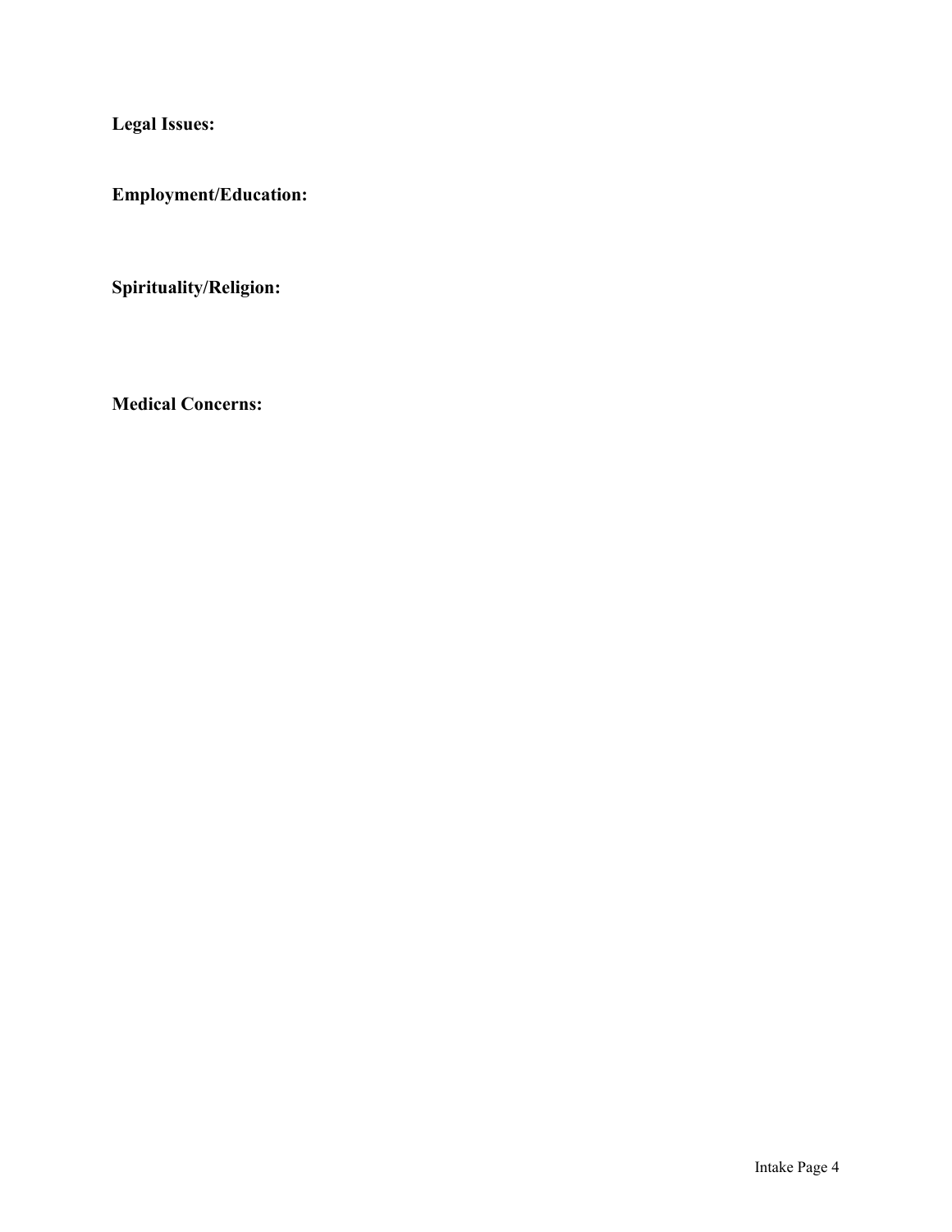**Legal Issues:**

**Employment/Education:**

**Spirituality/Religion:**

**Medical Concerns:**